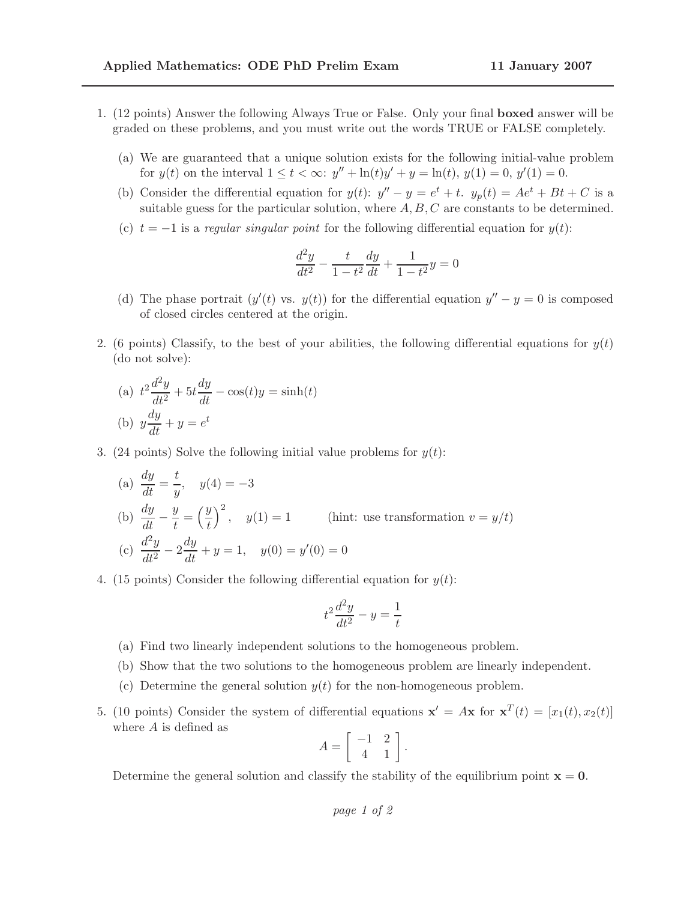**Applied Mathematics: ODE PhD Prelim Exam** **11 January 2007**

1. (12 points) Answer the following Always True or False. Only your final **boxed** answer will be graded on these problems, and you must write out the words TRUE or FALSE completely.

   (a) We are guaranteed that a unique solution exists for the following initial-value problem for $y(t)$ on the interval $1 \leq t < \infty$: $y'' + \ln(t)y' + y = \ln(t)$, $y(1) = 0$, $y'(1) = 0$.

   (b) Consider the differential equation for $y(t)$: $y'' - y = e^t + t$. $y_p(t) = Ae^t + Bt + C$ is a suitable guess for the particular solution, where $A, B, C$ are constants to be determined.

   (c) $t = -1$ is a *regular singular point* for the following differential equation for $y(t)$:

   $$\frac{d^2y}{dt^2} - \frac{t}{1-t^2}\frac{dy}{dt} + \frac{1}{1-t^2}y = 0$$

   (d) The phase portrait ($y'(t)$ vs. $y(t)$) for the differential equation $y'' - y = 0$ is composed of closed circles centered at the origin.

2. (6 points) Classify, to the best of your abilities, the following differential equations for $y(t)$ (do not solve):

   (a) $t^2\dfrac{d^2y}{dt^2} + 5t\dfrac{dy}{dt} - \cos(t)y = \sinh(t)$

   (b) $y\dfrac{dy}{dt} + y = e^t$

3. (24 points) Solve the following initial value problems for $y(t)$:

   (a) $\dfrac{dy}{dt} = \dfrac{t}{y}, \quad y(4) = -3$

   (b) $\dfrac{dy}{dt} - \dfrac{y}{t} = \left(\dfrac{y}{t}\right)^2, \quad y(1) = 1 \qquad$ (hint: use transformation $v = y/t$)

   (c) $\dfrac{d^2y}{dt^2} - 2\dfrac{dy}{dt} + y = 1, \quad y(0) = y'(0) = 0$

4. (15 points) Consider the following differential equation for $y(t)$:

   $$t^2\frac{d^2y}{dt^2} - y = \frac{1}{t}$$

   (a) Find two linearly independent solutions to the homogeneous problem.

   (b) Show that the two solutions to the homogeneous problem are linearly independent.

   (c) Determine the general solution $y(t)$ for the non-homogeneous problem.

5. (10 points) Consider the system of differential equations $\mathbf{x}' = A\mathbf{x}$ for $\mathbf{x}^T(t) = [x_1(t), x_2(t)]$ where $A$ is defined as

   $$A = \begin{bmatrix} -1 & 2 \\ 4 & 1 \end{bmatrix}.$$

   Determine the general solution and classify the stability of the equilibrium point $\mathbf{x} = \mathbf{0}$.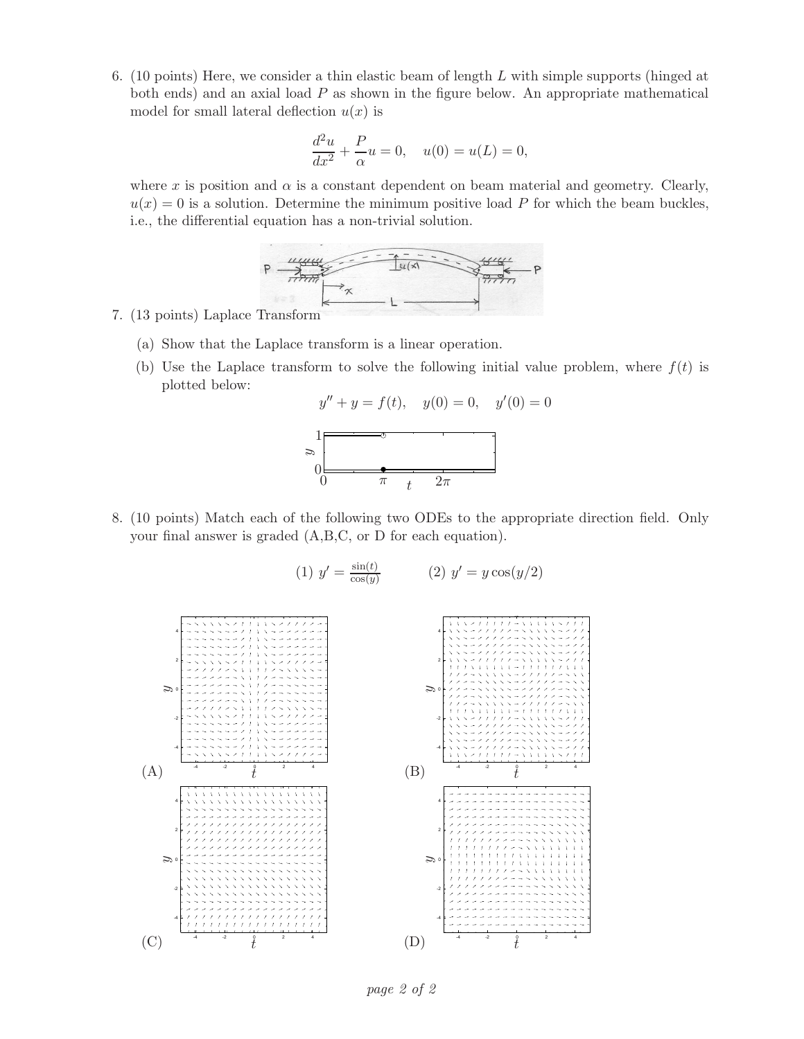6. (10 points) Here, we consider a thin elastic beam of length $L$ with simple supports (hinged at both ends) and an axial load $P$ as shown in the figure below. An appropriate mathematical model for small lateral deflection $u(x)$ is

$$\frac{d^2u}{dx^2} + \frac{P}{\alpha}u = 0, \quad u(0) = u(L) = 0,$$

where $x$ is position and $\alpha$ is a constant dependent on beam material and geometry. Clearly, $u(x) = 0$ is a solution. Determine the minimum positive load $P$ for which the beam buckles, i.e., the differential equation has a non-trivial solution.

P

u(x)

P

x

L

7. (13 points) Laplace Transform

   (a) Show that the Laplace transform is a linear operation.

   (b) Use the Laplace transform to solve the following initial value problem, where $f(t)$ is plotted below:

$$y'' + y = f(t), \quad y(0) = 0, \quad y'(0) = 0$$

1

0

0

$\pi$

$t$

$2\pi$

$y$

8. (10 points) Match each of the following two ODEs to the appropriate direction field. Only your final answer is graded (A,B,C, or D for each equation).

$$(1)\ y' = \frac{\sin(t)}{\cos(y)} \qquad\qquad (2)\ y' = y\cos(y/2)$$

(A)

(B)

(C)

(D)

$y$

$t$

4

2

0

-2

-4